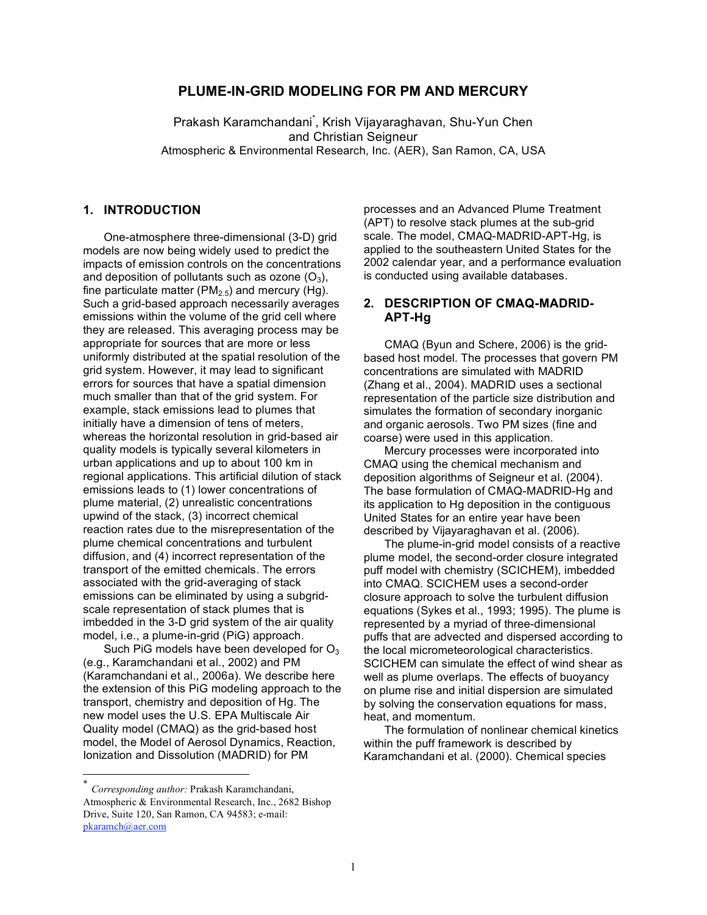# PLUME-IN-GRID MODELING FOR PM AND MERCURY

Prakash Karamchandani*, Krish Vijayaraghavan, Shu-Yun Chen and Christian Seigneur
Atmospheric & Environmental Research, Inc. (AER), San Ramon, CA, USA

## 1. INTRODUCTION

One-atmosphere three-dimensional (3-D) grid models are now being widely used to predict the impacts of emission controls on the concentrations and deposition of pollutants such as ozone ($O_3$), fine particulate matter ($PM_{2.5}$) and mercury (Hg). Such a grid-based approach necessarily averages emissions within the volume of the grid cell where they are released. This averaging process may be appropriate for sources that are more or less uniformly distributed at the spatial resolution of the grid system. However, it may lead to significant errors for sources that have a spatial dimension much smaller than that of the grid system. For example, stack emissions lead to plumes that initially have a dimension of tens of meters, whereas the horizontal resolution in grid-based air quality models is typically several kilometers in urban applications and up to about 100 km in regional applications. This artificial dilution of stack emissions leads to (1) lower concentrations of plume material, (2) unrealistic concentrations upwind of the stack, (3) incorrect chemical reaction rates due to the misrepresentation of the plume chemical concentrations and turbulent diffusion, and (4) incorrect representation of the transport of the emitted chemicals. The errors associated with the grid-averaging of stack emissions can be eliminated by using a subgrid-scale representation of stack plumes that is imbedded in the 3-D grid system of the air quality model, i.e., a plume-in-grid (PiG) approach.

Such PiG models have been developed for $O_3$ (e.g., Karamchandani et al., 2002) and PM (Karamchandani et al., 2006a). We describe here the extension of this PiG modeling approach to the transport, chemistry and deposition of Hg. The new model uses the U.S. EPA Multiscale Air Quality model (CMAQ) as the grid-based host model, the Model of Aerosol Dynamics, Reaction, Ionization and Dissolution (MADRID) for PM processes and an Advanced Plume Treatment (APT) to resolve stack plumes at the sub-grid scale. The model, CMAQ-MADRID-APT-Hg, is applied to the southeastern United States for the 2002 calendar year, and a performance evaluation is conducted using available databases.

## 2. DESCRIPTION OF CMAQ-MADRID-APT-Hg

CMAQ (Byun and Schere, 2006) is the grid-based host model. The processes that govern PM concentrations are simulated with MADRID (Zhang et al., 2004). MADRID uses a sectional representation of the particle size distribution and simulates the formation of secondary inorganic and organic aerosols. Two PM sizes (fine and coarse) were used in this application.

Mercury processes were incorporated into CMAQ using the chemical mechanism and deposition algorithms of Seigneur et al. (2004). The base formulation of CMAQ-MADRID-Hg and its application to Hg deposition in the contiguous United States for an entire year have been described by Vijayaraghavan et al. (2006).

The plume-in-grid model consists of a reactive plume model, the second-order closure integrated puff model with chemistry (SCICHEM), imbedded into CMAQ. SCICHEM uses a second-order closure approach to solve the turbulent diffusion equations (Sykes et al., 1993; 1995). The plume is represented by a myriad of three-dimensional puffs that are advected and dispersed according to the local micrometeorological characteristics. SCICHEM can simulate the effect of wind shear as well as plume overlaps. The effects of buoyancy on plume rise and initial dispersion are simulated by solving the conservation equations for mass, heat, and momentum.

The formulation of nonlinear chemical kinetics within the puff framework is described by Karamchandani et al. (2000). Chemical species

---

* *Corresponding author:* Prakash Karamchandani, Atmospheric & Environmental Research, Inc., 2682 Bishop Drive, Suite 120, San Ramon, CA 94583; e-mail: pkaramch@aer.com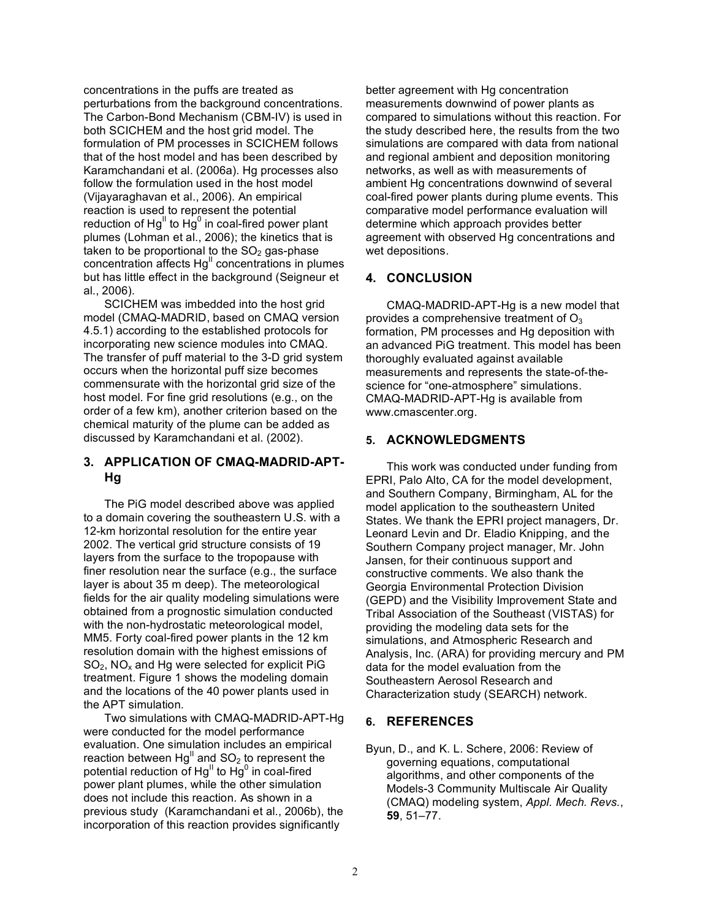concentrations in the puffs are treated as perturbations from the background concentrations. The Carbon-Bond Mechanism (CBM-IV) is used in both SCICHEM and the host grid model. The formulation of PM processes in SCICHEM follows that of the host model and has been described by Karamchandani et al. (2006a). Hg processes also follow the formulation used in the host model (Vijayaraghavan et al., 2006). An empirical reaction is used to represent the potential reduction of $Hg^{II}$ to $Hg^0$ in coal-fired power plant plumes (Lohman et al., 2006); the kinetics that is taken to be proportional to the $SO_2$ gas-phase concentration affects $Hg^{II}$ concentrations in plumes but has little effect in the background (Seigneur et al., 2006).

SCICHEM was imbedded into the host grid model (CMAQ-MADRID, based on CMAQ version 4.5.1) according to the established protocols for incorporating new science modules into CMAQ. The transfer of puff material to the 3-D grid system occurs when the horizontal puff size becomes commensurate with the horizontal grid size of the host model. For fine grid resolutions (e.g., on the order of a few km), another criterion based on the chemical maturity of the plume can be added as discussed by Karamchandani et al. (2002).

## 3. APPLICATION OF CMAQ-MADRID-APT-Hg

The PiG model described above was applied to a domain covering the southeastern U.S. with a 12-km horizontal resolution for the entire year 2002. The vertical grid structure consists of 19 layers from the surface to the tropopause with finer resolution near the surface (e.g., the surface layer is about 35 m deep). The meteorological fields for the air quality modeling simulations were obtained from a prognostic simulation conducted with the non-hydrostatic meteorological model, MM5. Forty coal-fired power plants in the 12 km resolution domain with the highest emissions of $SO_2$, $NO_x$ and Hg were selected for explicit PiG treatment. Figure 1 shows the modeling domain and the locations of the 40 power plants used in the APT simulation.

Two simulations with CMAQ-MADRID-APT-Hg were conducted for the model performance evaluation. One simulation includes an empirical reaction between $Hg^{II}$ and $SO_2$ to represent the potential reduction of $Hg^{II}$ to $Hg^0$ in coal-fired power plant plumes, while the other simulation does not include this reaction. As shown in a previous study (Karamchandani et al., 2006b), the incorporation of this reaction provides significantly better agreement with Hg concentration measurements downwind of power plants as compared to simulations without this reaction. For the study described here, the results from the two simulations are compared with data from national and regional ambient and deposition monitoring networks, as well as with measurements of ambient Hg concentrations downwind of several coal-fired power plants during plume events. This comparative model performance evaluation will determine which approach provides better agreement with observed Hg concentrations and wet depositions.

## 4. CONCLUSION

CMAQ-MADRID-APT-Hg is a new model that provides a comprehensive treatment of $O_3$ formation, PM processes and Hg deposition with an advanced PiG treatment. This model has been thoroughly evaluated against available measurements and represents the state-of-the-science for "one-atmosphere" simulations. CMAQ-MADRID-APT-Hg is available from www.cmascenter.org.

## 5. ACKNOWLEDGMENTS

This work was conducted under funding from EPRI, Palo Alto, CA for the model development, and Southern Company, Birmingham, AL for the model application to the southeastern United States. We thank the EPRI project managers, Dr. Leonard Levin and Dr. Eladio Knipping, and the Southern Company project manager, Mr. John Jansen, for their continuous support and constructive comments. We also thank the Georgia Environmental Protection Division (GEPD) and the Visibility Improvement State and Tribal Association of the Southeast (VISTAS) for providing the modeling data sets for the simulations, and Atmospheric Research and Analysis, Inc. (ARA) for providing mercury and PM data for the model evaluation from the Southeastern Aerosol Research and Characterization study (SEARCH) network.

## 6. REFERENCES

Byun, D., and K. L. Schere, 2006: Review of governing equations, computational algorithms, and other components of the Models-3 Community Multiscale Air Quality (CMAQ) modeling system, *Appl. Mech. Revs.*, **59**, 51–77.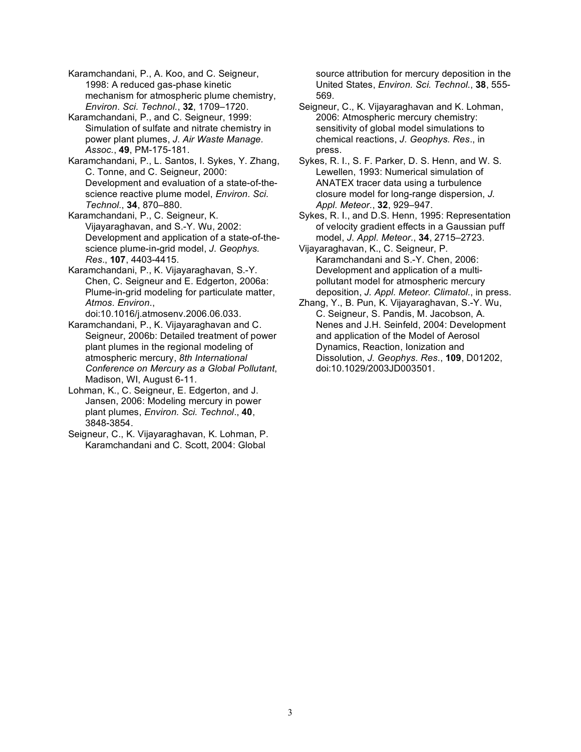Karamchandani, P., A. Koo, and C. Seigneur, 1998: A reduced gas-phase kinetic mechanism for atmospheric plume chemistry, *Environ. Sci. Technol.*, **32**, 1709–1720.

Karamchandani, P., and C. Seigneur, 1999: Simulation of sulfate and nitrate chemistry in power plant plumes, *J. Air Waste Manage. Assoc.*, **49**, PM-175-181.

Karamchandani, P., L. Santos, I. Sykes, Y. Zhang, C. Tonne, and C. Seigneur, 2000: Development and evaluation of a state-of-the-science reactive plume model, *Environ. Sci. Technol.*, **34**, 870–880.

Karamchandani, P., C. Seigneur, K. Vijayaraghavan, and S.-Y. Wu, 2002: Development and application of a state-of-the-science plume-in-grid model, *J. Geophys. Res.*, **107**, 4403-4415.

Karamchandani, P., K. Vijayaraghavan, S.-Y. Chen, C. Seigneur and E. Edgerton, 2006a: Plume-in-grid modeling for particulate matter, *Atmos. Environ.*, doi:10.1016/j.atmosenv.2006.06.033.

Karamchandani, P., K. Vijayaraghavan and C. Seigneur, 2006b: Detailed treatment of power plant plumes in the regional modeling of atmospheric mercury, *8th International Conference on Mercury as a Global Pollutant*, Madison, WI, August 6-11.

Lohman, K., C. Seigneur, E. Edgerton, and J. Jansen, 2006: Modeling mercury in power plant plumes, *Environ. Sci. Technol*., **40**, 3848-3854.

Seigneur, C., K. Vijayaraghavan, K. Lohman, P. Karamchandani and C. Scott, 2004: Global source attribution for mercury deposition in the United States, *Environ. Sci. Technol.*, **38**, 555-569.

Seigneur, C., K. Vijayaraghavan and K. Lohman, 2006: Atmospheric mercury chemistry: sensitivity of global model simulations to chemical reactions, *J. Geophys. Res*., in press.

Sykes, R. I., S. F. Parker, D. S. Henn, and W. S. Lewellen, 1993: Numerical simulation of ANATEX tracer data using a turbulence closure model for long-range dispersion, *J. Appl. Meteor.*, **32**, 929–947.

Sykes, R. I., and D.S. Henn, 1995: Representation of velocity gradient effects in a Gaussian puff model, *J. Appl. Meteor.*, **34**, 2715–2723.

Vijayaraghavan, K., C. Seigneur, P. Karamchandani and S.-Y. Chen, 2006: Development and application of a multi-pollutant model for atmospheric mercury deposition, *J. Appl. Meteor. Climatol.*, in press.

Zhang, Y., B. Pun, K. Vijayaraghavan, S.-Y. Wu, C. Seigneur, S. Pandis, M. Jacobson, A. Nenes and J.H. Seinfeld, 2004: Development and application of the Model of Aerosol Dynamics, Reaction, Ionization and Dissolution, *J. Geophys. Res*., **109**, D01202, doi:10.1029/2003JD003501.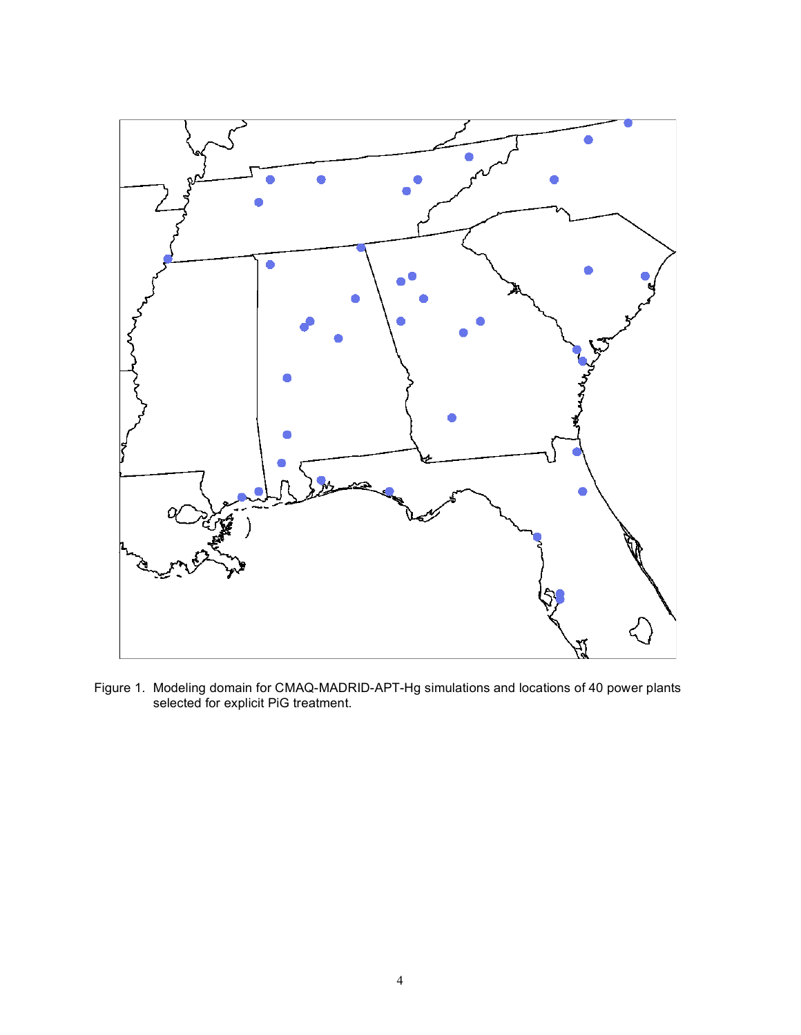Figure 1. Modeling domain for CMAQ-MADRID-APT-Hg simulations and locations of 40 power plants selected for explicit PiG treatment.